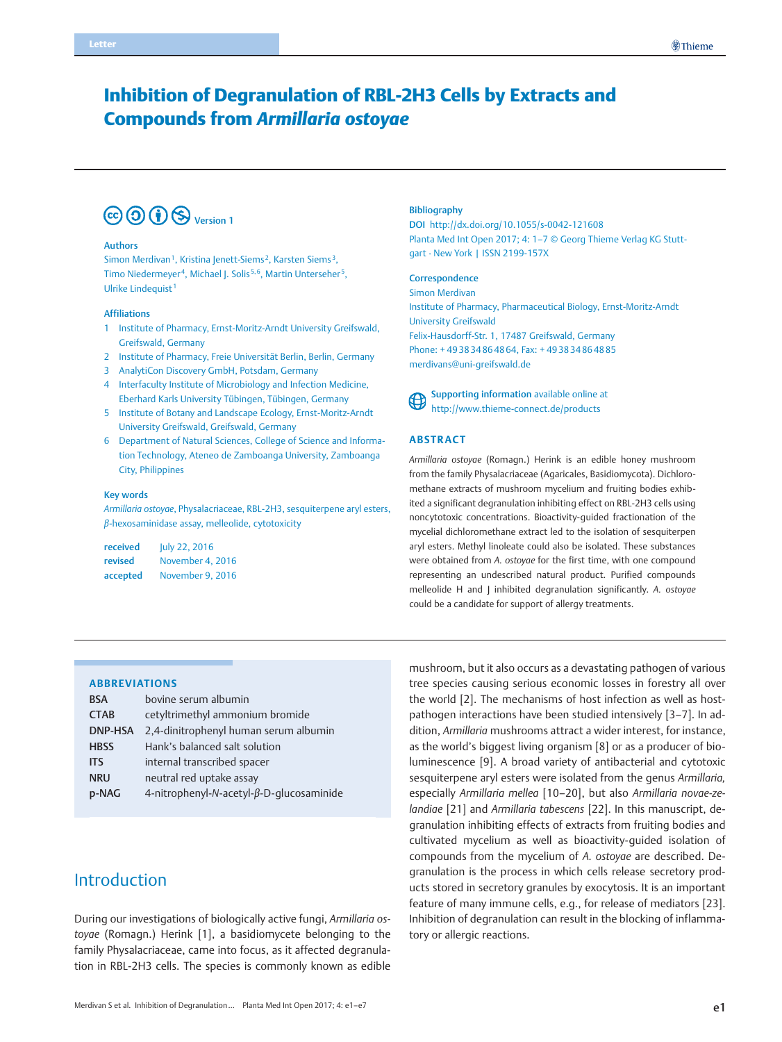Letter

# Inhibition of Degranulation of RBL-2H3 Cells by Extracts and Compounds from *Armillaria ostoyae*

Version 1

**Authors**

Simon Merdivan[1], Kristina Jenett-Siems[2], Karsten Siems[3], Timo Niedermeyer[4], Michael J. Solis[5,6], Martin Unterseher[5], Ulrike Lindequist[1]

**Affiliations**

1. Institute of Pharmacy, Ernst-Moritz-Arndt University Greifswald, Greifswald, Germany
2. Institute of Pharmacy, Freie Universität Berlin, Berlin, Germany
3. AnalytiCon Discovery GmbH, Potsdam, Germany
4. Interfaculty Institute of Microbiology and Infection Medicine, Eberhard Karls University Tübingen, Tübingen, Germany
5. Institute of Botany and Landscape Ecology, Ernst-Moritz-Arndt University Greifswald, Greifswald, Germany
6. Department of Natural Sciences, College of Science and Information Technology, Ateneo de Zamboanga University, Zamboanga City, Philippines

**Key words**

*Armillaria ostoyae*, Physalacriaceae, RBL-2H3, sesquiterpene aryl esters, *β*-hexosaminidase assay, melleolide, cytotoxicity

| | |
|---|---|
| received | July 22, 2016 |
| revised | November 4, 2016 |
| accepted | November 9, 2016 |

**Bibliography**

DOI http://dx.doi.org/10.1055/s-0042-121608
Planta Med Int Open 2017; 4: 1–7 © Georg Thieme Verlag KG Stuttgart · New York | ISSN 2199-157X

**Correspondence**

Simon Merdivan
Institute of Pharmacy, Pharmaceutical Biology, Ernst-Moritz-Arndt University Greifswald
Felix-Hausdorff-Str. 1, 17487 Greifswald, Germany
Phone: +49 38 34 86 48 64, Fax: +49 38 34 86 48 85
merdivans@uni-greifswald.de

**Supporting information** available online at http://www.thieme-connect.de/products

## ABSTRACT

*Armillaria ostoyae* (Romagn.) Herink is an edible honey mushroom from the family Physalacriaceae (Agaricales, Basidiomycota). Dichloromethane extracts of mushroom mycelium and fruiting bodies exhibited a significant degranulation inhibiting effect on RBL-2H3 cells using noncytotoxic concentrations. Bioactivity-guided fractionation of the mycelial dichloromethane extract led to the isolation of sesquiterpen aryl esters. Methyl linoleate could also be isolated. These substances were obtained from *A. ostoyae* for the first time, with one compound representing an undescribed natural product. Purified compounds melleolide H and J inhibited degranulation significantly. *A. ostoyae* could be a candidate for support of allergy treatments.

### ABBREVIATIONS

| | |
|---|---|
| BSA | bovine serum albumin |
| CTAB | cetyltrimethyl ammonium bromide |
| DNP-HSA | 2,4-dinitrophenyl human serum albumin |
| HBSS | Hank's balanced salt solution |
| ITS | internal transcribed spacer |
| NRU | neutral red uptake assay |
| p-NAG | 4-nitrophenyl-*N*-acetyl-*β*-D-glucosaminide |

## Introduction

During our investigations of biologically active fungi, *Armillaria ostoyae* (Romagn.) Herink [1], a basidiomycete belonging to the family Physalacriaceae, came into focus, as it affected degranulation in RBL-2H3 cells. The species is commonly known as edible mushroom, but it also occurs as a devastating pathogen of various tree species causing serious economic losses in forestry all over the world [2]. The mechanisms of host infection as well as host-pathogen interactions have been studied intensively [3–7]. In addition, *Armillaria* mushrooms attract a wider interest, for instance, as the world's biggest living organism [8] or as a producer of bioluminescence [9]. A broad variety of antibacterial and cytotoxic sesquiterpene aryl esters were isolated from the genus *Armillaria*, especially *Armillaria mellea* [10–20], but also *Armillaria novae-zelandiae* [21] and *Armillaria tabescens* [22]. In this manuscript, degranulation inhibiting effects of extracts from fruiting bodies and cultivated mycelium as well as bioactivity-guided isolation of compounds from the mycelium of *A. ostoyae* are described. Degranulation is the process in which cells release secretory products stored in secretory granules by exocytosis. It is an important feature of many immune cells, e.g., for release of mediators [23]. Inhibition of degranulation can result in the blocking of inflammatory or allergic reactions.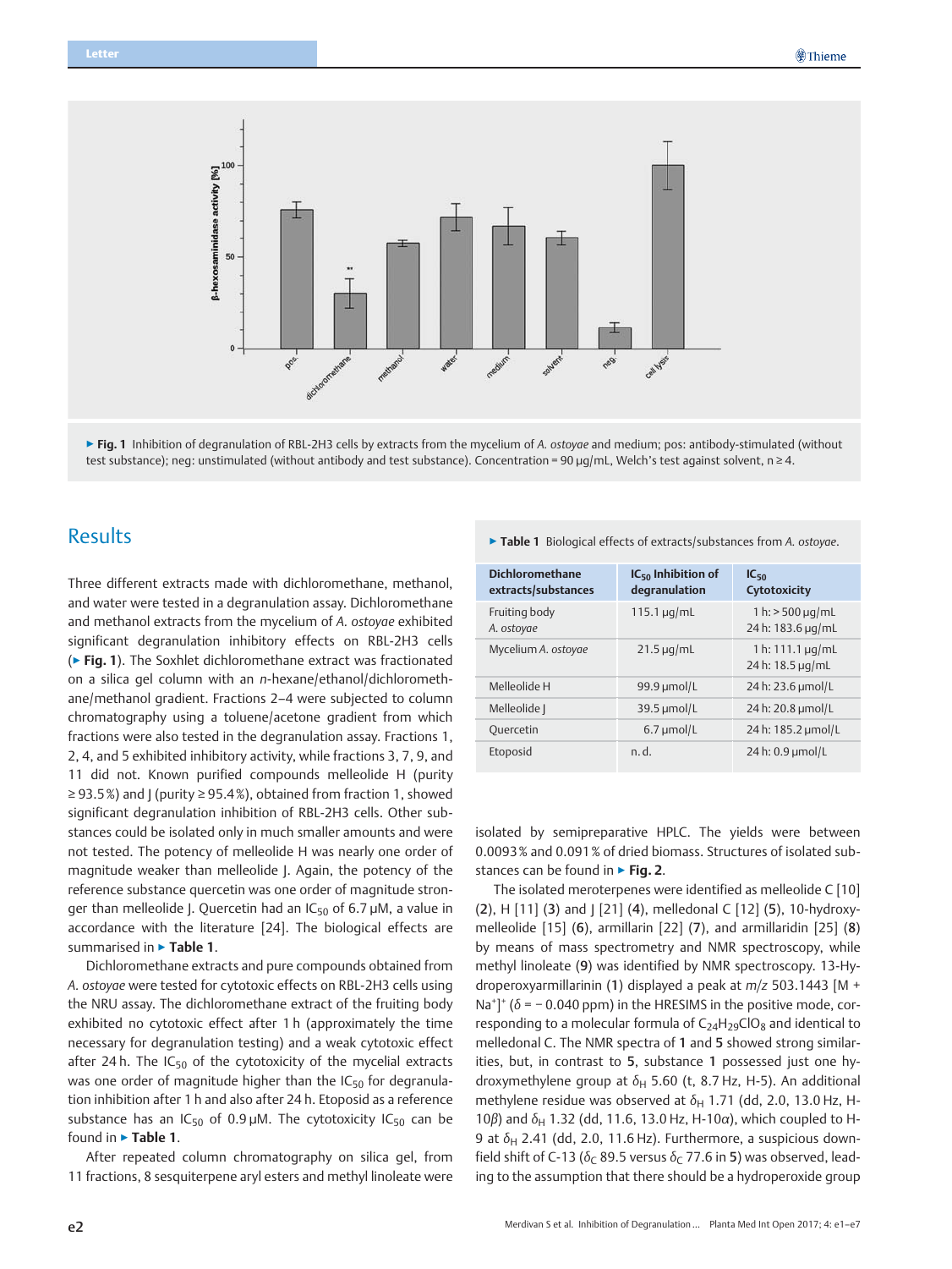▶ **Fig. 1** Inhibition of degranulation of RBL-2H3 cells by extracts from the mycelium of *A. ostoyae* and medium; pos: antibody-stimulated (without test substance); neg: unstimulated (without antibody and test substance). Concentration = 90 µg/mL, Welch's test against solvent, n ≥ 4.

## Results

Three different extracts made with dichloromethane, methanol, and water were tested in a degranulation assay. Dichloromethane and methanol extracts from the mycelium of *A. ostoyae* exhibited significant degranulation inhibitory effects on RBL-2H3 cells (▶ **Fig. 1**). The Soxhlet dichloromethane extract was fractionated on a silica gel column with an *n*-hexane/ethanol/dichloromethane/methanol gradient. Fractions 2–4 were subjected to column chromatography using a toluene/acetone gradient from which fractions were also tested in the degranulation assay. Fractions 1, 2, 4, and 5 exhibited inhibitory activity, while fractions 3, 7, 9, and 11 did not. Known purified compounds melleolide H (purity ≥ 93.5 %) and J (purity ≥ 95.4 %), obtained from fraction 1, showed significant degranulation inhibition of RBL-2H3 cells. Other substances could be isolated only in much smaller amounts and were not tested. The potency of melleolide H was nearly one order of magnitude weaker than melleolide J. Again, the potency of the reference substance quercetin was one order of magnitude stronger than melleolide J. Quercetin had an $IC_{50}$ of 6.7 µM, a value in accordance with the literature [24]. The biological effects are summarised in ▶ **Table 1**.

Dichloromethane extracts and pure compounds obtained from *A. ostoyae* were tested for cytotoxic effects on RBL-2H3 cells using the NRU assay. The dichloromethane extract of the fruiting body exhibited no cytotoxic effect after 1 h (approximately the time necessary for degranulation testing) and a weak cytotoxic effect after 24 h. The $IC_{50}$ of the cytotoxicity of the mycelial extracts was one order of magnitude higher than the $IC_{50}$ for degranulation inhibition after 1 h and also after 24 h. Etoposid as a reference substance has an $IC_{50}$ of 0.9 µM. The cytotoxicity $IC_{50}$ can be found in ▶ **Table 1**.

▶ **Table 1** Biological effects of extracts/substances from *A. ostoyae*.

| Dichloromethane extracts/substances | $IC_{50}$ Inhibition of degranulation | $IC_{50}$ Cytotoxicity |
|---|---|---|
| Fruiting body *A. ostoyae* | 115.1 µg/mL | 1 h: > 500 µg/mL<br>24 h: 183.6 µg/mL |
| Mycelium *A. ostoyae* | 21.5 µg/mL | 1 h: 111.1 µg/mL<br>24 h: 18.5 µg/mL |
| Melleolide H | 99.9 µmol/L | 24 h: 23.6 µmol/L |
| Melleolide J | 39.5 µmol/L | 24 h: 20.8 µmol/L |
| Quercetin | 6.7 µmol/L | 24 h: 185.2 µmol/L |
| Etoposid | n. d. | 24 h: 0.9 µmol/L |

After repeated column chromatography on silica gel, from 11 fractions, 8 sesquiterpene aryl esters and methyl linoleate were isolated by semipreparative HPLC. The yields were between 0.0093 % and 0.091 % of dried biomass. Structures of isolated substances can be found in ▶ **Fig. 2**.

The isolated meroterpenes were identified as melleolide C [10] (**2**), H [11] (**3**) and J [21] (**4**), melledonal C [12] (**5**), 10-hydroxymelleolide [15] (**6**), armillarin [22] (**7**), and armillaridin [25] (**8**) by means of mass spectrometry and NMR spectroscopy, while methyl linoleate (**9**) was identified by NMR spectroscopy. 13-Hydroperoxyarmillarinin (**1**) displayed a peak at *m/z* 503.1443 $[M + Na^+]^+$ ($\delta = -0.040$ ppm) in the HRESIMS in the positive mode, corresponding to a molecular formula of $C_{24}H_{29}ClO_8$ and identical to melledonal C. The NMR spectra of **1** and **5** showed strong similarities, but, in contrast to **5**, substance **1** possessed just one hydroxymethylene group at $\delta_H$ 5.60 (t, 8.7 Hz, H-5). An additional methylene residue was observed at $\delta_H$ 1.71 (dd, 2.0, 13.0 Hz, H-10$\beta$) and $\delta_H$ 1.32 (dd, 11.6, 13.0 Hz, H-10$\alpha$), which coupled to H-9 at $\delta_H$ 2.41 (dd, 2.0, 11.6 Hz). Furthermore, a suspicious downfield shift of C-13 ($\delta_C$ 89.5 versus $\delta_C$ 77.6 in **5**) was observed, leading to the assumption that there should be a hydroperoxide group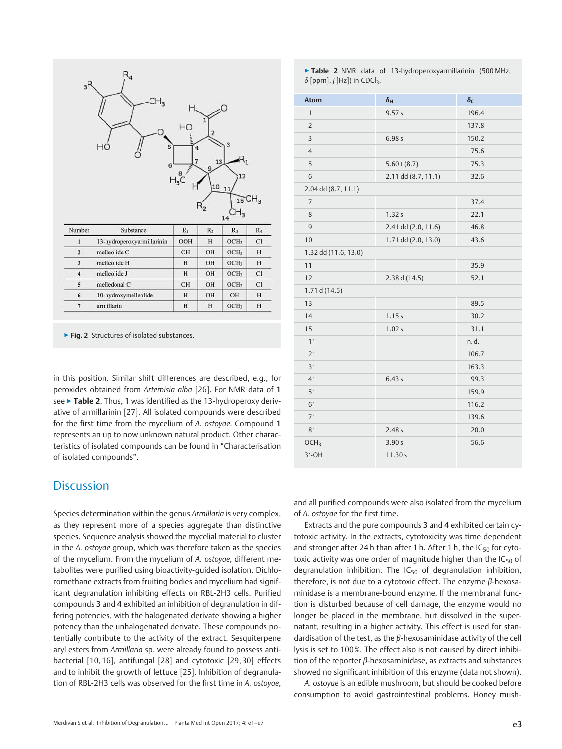| Number | Substance | $R_1$ | $R_2$ | $R_3$ | $R_4$ |
|---|---|---|---|---|---|
| 1 | 13-hydroperoxyarmillarinin | OOH | H | $OCH_3$ | Cl |
| 2 | melleolide C | OH | OH | $OCH_3$ | H |
| 3 | melleolide H | H | OH | $OCH_3$ | H |
| 4 | melleolide J | H | OH | $OCH_3$ | Cl |
| 5 | melledonal C | OH | OH | $OCH_3$ | Cl |
| 6 | 10-hydroxymelleolide | H | OH | OH | H |
| 7 | armillarin | H | H | $OCH_3$ | H |

▶ **Fig. 2** Structures of isolated substances.

▶ **Table 2** NMR data of 13-hydroperoxyarmillarinin (500 MHz, δ [ppm], *J* [Hz]) in $CDCl_3$.

| Atom | $\delta_H$ | $\delta_C$ |
|---|---|---|
| 1 | 9.57 s | 196.4 |
| 2 | | 137.8 |
| 3 | 6.98 s | 150.2 |
| 4 | | 75.6 |
| 5 | 5.60 t (8.7) | 75.3 |
| 6 | 2.11 dd (8.7, 11.1) | 32.6 |
| | 2.04 dd (8.7, 11.1) | |
| 7 | | 37.4 |
| 8 | 1.32 s | 22.1 |
| 9 | 2.41 dd (2.0, 11.6) | 46.8 |
| 10 | 1.71 dd (2.0, 13.0) | 43.6 |
| | 1.32 dd (11.6, 13.0) | |
| 11 | | 35.9 |
| 12 | 2.38 d (14.5) | 52.1 |
| | 1.71 d (14.5) | |
| 13 | | 89.5 |
| 14 | 1.15 s | 30.2 |
| 15 | 1.02 s | 31.1 |
| 1′ | | n. d. |
| 2′ | | 106.7 |
| 3′ | | 163.3 |
| 4′ | 6.43 s | 99.3 |
| 5′ | | 159.9 |
| 6′ | | 116.2 |
| 7′ | | 139.6 |
| 8′ | 2.48 s | 20.0 |
| $OCH_3$ | 3.90 s | 56.6 |
| 3′-OH | 11.30 s | |

in this position. Similar shift differences are described, e.g., for peroxides obtained from *Artemisia alba* [26]. For NMR data of **1** see ▶ **Table 2**. Thus, **1** was identified as the 13-hydroperoxy derivative of armillarinin [27]. All isolated compounds were described for the first time from the mycelium of *A. ostoyae*. Compound **1** represents an up to now unknown natural product. Other characteristics of isolated compounds can be found in "Characterisation of isolated compounds".

## Discussion

Species determination within the genus *Armillaria* is very complex, as they represent more of a species aggregate than distinctive species. Sequence analysis showed the mycelial material to cluster in the *A. ostoyae* group, which was therefore taken as the species of the mycelium. From the mycelium of *A. ostoyae*, different metabolites were purified using bioactivity-guided isolation. Dichloromethane extracts from fruiting bodies and mycelium had significant degranulation inhibiting effects on RBL-2H3 cells. Purified compounds **3** and **4** exhibited an inhibition of degranulation in differing potencies, with the halogenated derivate showing a higher potency than the unhalogenated derivate. These compounds potentially contribute to the activity of the extract. Sesquiterpene aryl esters from *Armillaria* sp. were already found to possess antibacterial [10, 16], antifungal [28] and cytotoxic [29, 30] effects and to inhibit the growth of lettuce [25]. Inhibition of degranulation of RBL-2H3 cells was observed for the first time in *A. ostoyae*, and all purified compounds were also isolated from the mycelium of *A. ostoyae* for the first time.

Extracts and the pure compounds **3** and **4** exhibited certain cytotoxic activity. In the extracts, cytotoxicity was time dependent and stronger after 24 h than after 1 h. After 1 h, the $IC_{50}$ for cytotoxic activity was one order of magnitude higher than the $IC_{50}$ of degranulation inhibition. The $IC_{50}$ of degranulation inhibition, therefore, is not due to a cytotoxic effect. The enzyme *β*-hexosaminidase is a membrane-bound enzyme. If the membranal function is disturbed because of cell damage, the enzyme would no longer be placed in the membrane, but dissolved in the supernatant, resulting in a higher activity. This effect is used for standardisation of the test, as the *β*-hexosaminidase activity of the cell lysis is set to 100%. The effect also is not caused by direct inhibition of the reporter *β*-hexosaminidase, as extracts and substances showed no significant inhibition of this enzyme (data not shown).

*A. ostoyae* is an edible mushroom, but should be cooked before consumption to avoid gastrointestinal problems. Honey mush-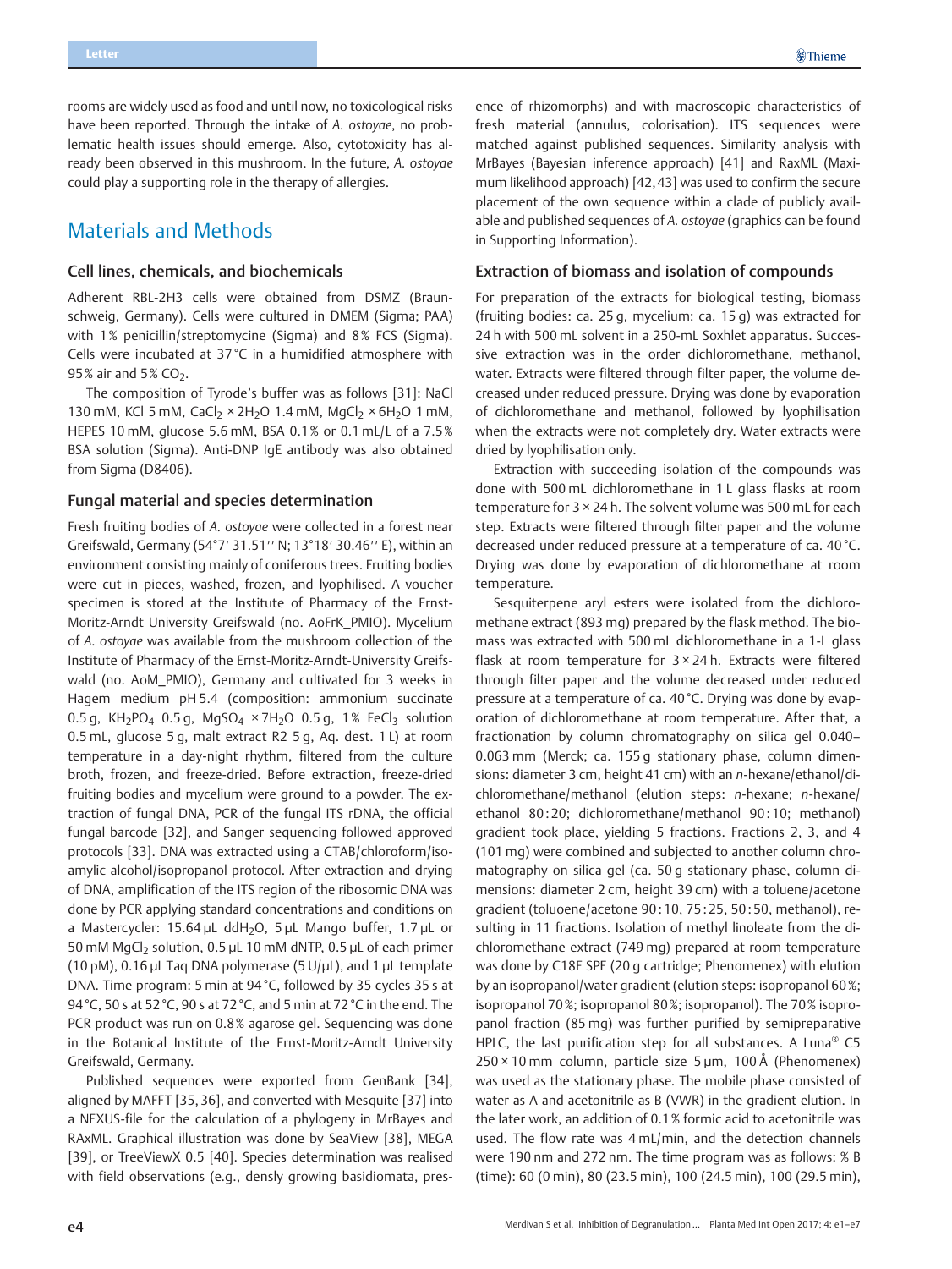rooms are widely used as food and until now, no toxicological risks have been reported. Through the intake of *A. ostoyae*, no problematic health issues should emerge. Also, cytotoxicity has already been observed in this mushroom. In the future, *A. ostoyae* could play a supporting role in the therapy of allergies.

# Materials and Methods

## Cell lines, chemicals, and biochemicals

Adherent RBL-2H3 cells were obtained from DSMZ (Braunschweig, Germany). Cells were cultured in DMEM (Sigma; PAA) with 1% penicillin/streptomycine (Sigma) and 8% FCS (Sigma). Cells were incubated at 37 °C in a humidified atmosphere with 95% air and 5% $CO_2$.

The composition of Tyrode's buffer was as follows [31]: NaCl 130 mM, KCl 5 mM, $CaCl_2 \times 2H_2O$ 1.4 mM, $MgCl_2 \times 6H_2O$ 1 mM, HEPES 10 mM, glucose 5.6 mM, BSA 0.1% or 0.1 mL/L of a 7.5% BSA solution (Sigma). Anti-DNP IgE antibody was also obtained from Sigma (D8406).

## Fungal material and species determination

Fresh fruiting bodies of *A. ostoyae* were collected in a forest near Greifswald, Germany (54°7′ 31.51″ N; 13°18′ 30.46″ E), within an environment consisting mainly of coniferous trees. Fruiting bodies were cut in pieces, washed, frozen, and lyophilised. A voucher specimen is stored at the Institute of Pharmacy of the Ernst-Moritz-Arndt University Greifswald (no. AoFrK_PMIO). Mycelium of *A. ostoyae* was available from the mushroom collection of the Institute of Pharmacy of the Ernst-Moritz-Arndt-University Greifswald (no. AoM_PMIO), Germany and cultivated for 3 weeks in Hagem medium pH 5.4 (composition: ammonium succinate 0.5 g, $KH_2PO_4$ 0.5 g, $MgSO_4 \times 7H_2O$ 0.5 g, 1% $FeCl_3$ solution 0.5 mL, glucose 5 g, malt extract R2 5 g, Aq. dest. 1 L) at room temperature in a day-night rhythm, filtered from the culture broth, frozen, and freeze-dried. Before extraction, freeze-dried fruiting bodies and mycelium were ground to a powder. The extraction of fungal DNA, PCR of the fungal ITS rDNA, the official fungal barcode [32], and Sanger sequencing followed approved protocols [33]. DNA was extracted using a CTAB/chloroform/isoamylic alcohol/isopropanol protocol. After extraction and drying of DNA, amplification of the ITS region of the ribosomic DNA was done by PCR applying standard concentrations and conditions on a Mastercycler: 15.64 µL $ddH_2O$, 5 µL Mango buffer, 1.7 µL or 50 mM $MgCl_2$ solution, 0.5 µL 10 mM dNTP, 0.5 µL of each primer (10 pM), 0.16 µL Taq DNA polymerase (5 U/µL), and 1 µL template DNA. Time program: 5 min at 94 °C, followed by 35 cycles 35 s at 94 °C, 50 s at 52 °C, 90 s at 72 °C, and 5 min at 72 °C in the end. The PCR product was run on 0.8% agarose gel. Sequencing was done in the Botanical Institute of the Ernst-Moritz-Arndt University Greifswald, Germany.

Published sequences were exported from GenBank [34], aligned by MAFFT [35, 36], and converted with Mesquite [37] into a NEXUS-file for the calculation of a phylogeny in MrBayes and RAxML. Graphical illustration was done by SeaView [38], MEGA [39], or TreeViewX 0.5 [40]. Species determination was realised with field observations (e.g., densly growing basidiomata, presence of rhizomorphs) and with macroscopic characteristics of fresh material (annulus, colorisation). ITS sequences were matched against published sequences. Similarity analysis with MrBayes (Bayesian inference approach) [41] and RaxML (Maximum likelihood approach) [42, 43] was used to confirm the secure placement of the own sequence within a clade of publicly available and published sequences of *A. ostoyae* (graphics can be found in Supporting Information).

## Extraction of biomass and isolation of compounds

For preparation of the extracts for biological testing, biomass (fruiting bodies: ca. 25 g, mycelium: ca. 15 g) was extracted for 24 h with 500 mL solvent in a 250-mL Soxhlet apparatus. Successive extraction was in the order dichloromethane, methanol, water. Extracts were filtered through filter paper, the volume decreased under reduced pressure. Drying was done by evaporation of dichloromethane and methanol, followed by lyophilisation when the extracts were not completely dry. Water extracts were dried by lyophilisation only.

Extraction with succeeding isolation of the compounds was done with 500 mL dichloromethane in 1 L glass flasks at room temperature for 3 × 24 h. The solvent volume was 500 mL for each step. Extracts were filtered through filter paper and the volume decreased under reduced pressure at a temperature of ca. 40 °C. Drying was done by evaporation of dichloromethane at room temperature.

Sesquiterpene aryl esters were isolated from the dichloromethane extract (893 mg) prepared by the flask method. The biomass was extracted with 500 mL dichloromethane in a 1-L glass flask at room temperature for 3 × 24 h. Extracts were filtered through filter paper and the volume decreased under reduced pressure at a temperature of ca. 40 °C. Drying was done by evaporation of dichloromethane at room temperature. After that, a fractionation by column chromatography on silica gel 0.040–0.063 mm (Merck; ca. 155 g stationary phase, column dimensions: diameter 3 cm, height 41 cm) with an *n*-hexane/ethanol/dichloromethane/methanol (elution steps: *n*-hexane; *n*-hexane/ethanol 80 : 20; dichloromethane/methanol 90 : 10; methanol) gradient took place, yielding 5 fractions. Fractions 2, 3, and 4 (101 mg) were combined and subjected to another column chromatography on silica gel (ca. 50 g stationary phase, column dimensions: diameter 2 cm, height 39 cm) with a toluene/acetone gradient (toluoene/acetone 90 : 10, 75 : 25, 50 : 50, methanol), resulting in 11 fractions. Isolation of methyl linoleate from the dichloromethane extract (749 mg) prepared at room temperature was done by C18E SPE (20 g cartridge; Phenomenex) with elution by an isopropanol/water gradient (elution steps: isopropanol 60%; isopropanol 70%; isopropanol 80%; isopropanol). The 70% isopropanol fraction (85 mg) was further purified by semipreparative HPLC, the last purification step for all substances. A Luna® C5 250 × 10 mm column, particle size 5 µm, 100 Å (Phenomenex) was used as the stationary phase. The mobile phase consisted of water as A and acetonitrile as B (VWR) in the gradient elution. In the later work, an addition of 0.1% formic acid to acetonitrile was used. The flow rate was 4 mL/min, and the detection channels were 190 nm and 272 nm. The time program was as follows: % B (time): 60 (0 min), 80 (23.5 min), 100 (24.5 min), 100 (29.5 min),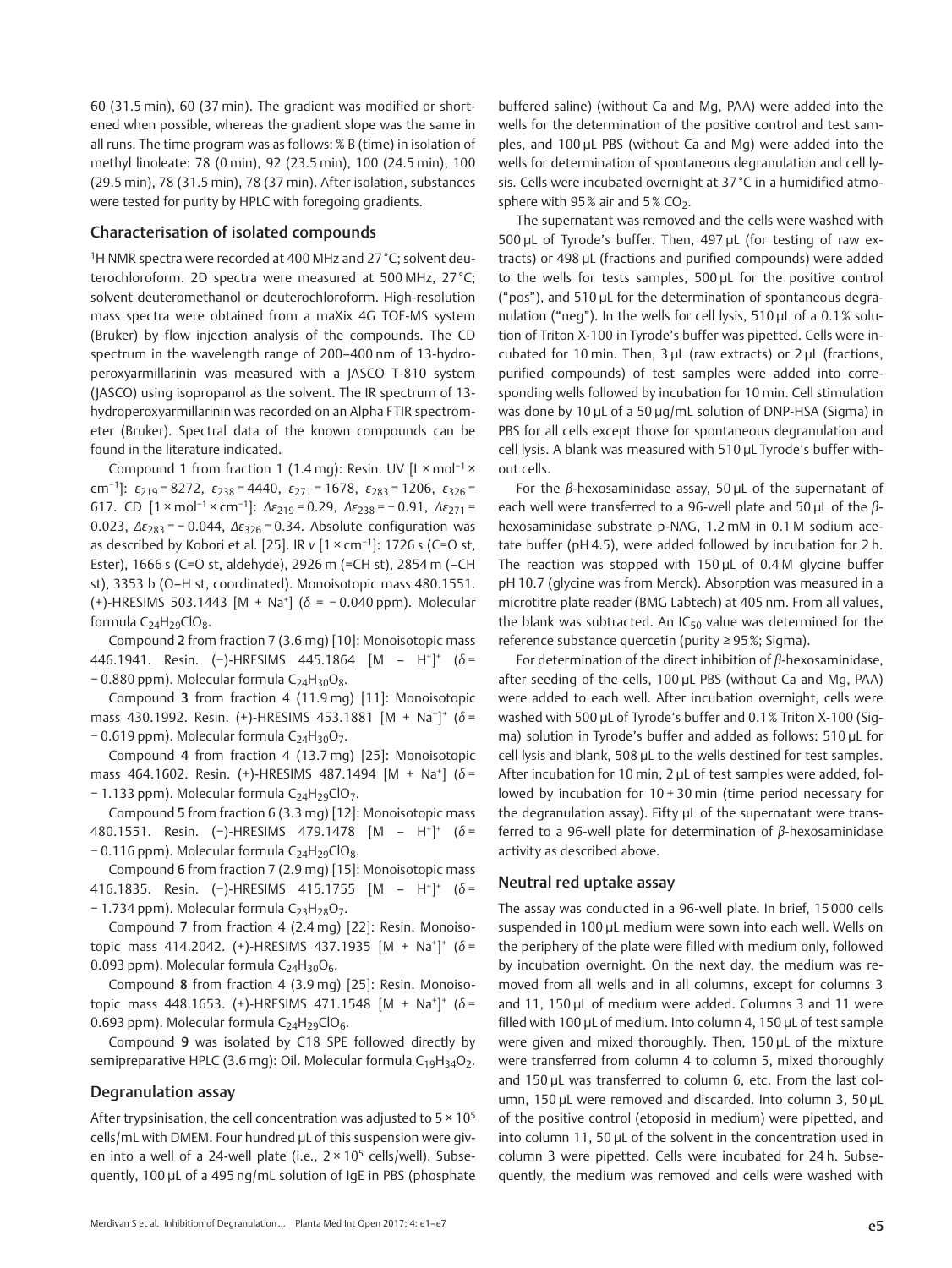60 (31.5 min), 60 (37 min). The gradient was modified or shortened when possible, whereas the gradient slope was the same in all runs. The time program was as follows: % B (time) in isolation of methyl linoleate: 78 (0 min), 92 (23.5 min), 100 (24.5 min), 100 (29.5 min), 78 (31.5 min), 78 (37 min). After isolation, substances were tested for purity by HPLC with foregoing gradients.

## Characterisation of isolated compounds

$^1$H NMR spectra were recorded at 400 MHz and 27 °C; solvent deuterochloroform. 2D spectra were measured at 500 MHz, 27 °C; solvent deuteromethanol or deuterochloroform. High-resolution mass spectra were obtained from a maXix 4G TOF-MS system (Bruker) by flow injection analysis of the compounds. The CD spectrum in the wavelength range of 200–400 nm of 13-hydroperoxyarmillarinin was measured with a JASCO T-810 system (JASCO) using isopropanol as the solvent. The IR spectrum of 13-hydroperoxyarmillarinin was recorded on an Alpha FTIR spectrometer (Bruker). Spectral data of the known compounds can be found in the literature indicated.

Compound **1** from fraction 1 (1.4 mg): Resin. UV [L × mol$^{-1}$ × cm$^{-1}$]: $\varepsilon_{219}$ = 8272, $\varepsilon_{238}$ = 4440, $\varepsilon_{271}$ = 1678, $\varepsilon_{283}$ = 1206, $\varepsilon_{326}$ = 617. CD [1 × mol$^{-1}$ × cm$^{-1}$]: $\Delta\varepsilon_{219}$ = 0.29, $\Delta\varepsilon_{238}$ = − 0.91, $\Delta\varepsilon_{271}$ = 0.023, $\Delta\varepsilon_{283}$ = − 0.044, $\Delta\varepsilon_{326}$ = 0.34. Absolute configuration was as described by Kobori et al. [25]. IR *v* [1 × cm$^{-1}$]: 1726 s (C=O st, Ester), 1666 s (C=O st, aldehyde), 2926 m (=CH st), 2854 m (–CH st), 3353 b (O–H st, coordinated). Monoisotopic mass 480.1551. (+)-HRESIMS 503.1443 [M + Na$^+$] ($\delta$ = − 0.040 ppm). Molecular formula $C_{24}H_{29}ClO_8$.

Compound **2** from fraction 7 (3.6 mg) [10]: Monoisotopic mass 446.1941. Resin. (−)-HRESIMS 445.1864 [M − H$^+$]$^+$ ($\delta$ = − 0.880 ppm). Molecular formula $C_{24}H_{30}O_8$.

Compound **3** from fraction 4 (11.9 mg) [11]: Monoisotopic mass 430.1992. Resin. (+)-HRESIMS 453.1881 [M + Na$^+$]$^+$ ($\delta$ = − 0.619 ppm). Molecular formula $C_{24}H_{30}O_7$.

Compound **4** from fraction 4 (13.7 mg) [25]: Monoisotopic mass 464.1602. Resin. (+)-HRESIMS 487.1494 [M + Na$^+$] ($\delta$ = − 1.133 ppm). Molecular formula $C_{24}H_{29}ClO_7$.

Compound **5** from fraction 6 (3.3 mg) [12]: Monoisotopic mass 480.1551. Resin. (−)-HRESIMS 479.1478 [M − H$^+$]$^+$ ($\delta$ = − 0.116 ppm). Molecular formula $C_{24}H_{29}ClO_8$.

Compound **6** from fraction 7 (2.9 mg) [15]: Monoisotopic mass 416.1835. Resin. (−)-HRESIMS 415.1755 [M − H$^+$]$^+$ ($\delta$ = − 1.734 ppm). Molecular formula $C_{23}H_{28}O_7$.

Compound **7** from fraction 4 (2.4 mg) [22]: Resin. Monoisotopic mass 414.2042. (+)-HRESIMS 437.1935 [M + Na$^+$]$^+$ ($\delta$ = 0.093 ppm). Molecular formula $C_{24}H_{30}O_6$.

Compound **8** from fraction 4 (3.9 mg) [25]: Resin. Monoisotopic mass 448.1653. (+)-HRESIMS 471.1548 [M + Na$^+$]$^+$ ($\delta$ = 0.693 ppm). Molecular formula $C_{24}H_{29}ClO_6$.

Compound **9** was isolated by C18 SPE followed directly by semipreparative HPLC (3.6 mg): Oil. Molecular formula $C_{19}H_{34}O_2$.

## Degranulation assay

After trypsinisation, the cell concentration was adjusted to 5 × 10$^5$ cells/mL with DMEM. Four hundred µL of this suspension were given into a well of a 24-well plate (i.e., 2 × 10$^5$ cells/well). Subsequently, 100 µL of a 495 ng/mL solution of IgE in PBS (phosphate buffered saline) (without Ca and Mg, PAA) were added into the wells for the determination of the positive control and test samples, and 100 µL PBS (without Ca and Mg) were added into the wells for determination of spontaneous degranulation and cell lysis. Cells were incubated overnight at 37 °C in a humidified atmosphere with 95 % air and 5 % $CO_2$.

The supernatant was removed and the cells were washed with 500 µL of Tyrode's buffer. Then, 497 µL (for testing of raw extracts) or 498 µL (fractions and purified compounds) were added to the wells for tests samples, 500 µL for the positive control ("pos"), and 510 µL for the determination of spontaneous degranulation ("neg"). In the wells for cell lysis, 510 µL of a 0.1 % solution of Triton X-100 in Tyrode's buffer was pipetted. Cells were incubated for 10 min. Then, 3 µL (raw extracts) or 2 µL (fractions, purified compounds) of test samples were added into corresponding wells followed by incubation for 10 min. Cell stimulation was done by 10 µL of a 50 µg/mL solution of DNP-HSA (Sigma) in PBS for all cells except those for spontaneous degranulation and cell lysis. A blank was measured with 510 µL Tyrode's buffer without cells.

For the *β*-hexosaminidase assay, 50 µL of the supernatant of each well were transferred to a 96-well plate and 50 µL of the *β*-hexosaminidase substrate p-NAG, 1.2 mM in 0.1 M sodium acetate buffer (pH 4.5), were added followed by incubation for 2 h. The reaction was stopped with 150 µL of 0.4 M glycine buffer pH 10.7 (glycine was from Merck). Absorption was measured in a microtitre plate reader (BMG Labtech) at 405 nm. From all values, the blank was subtracted. An $IC_{50}$ value was determined for the reference substance quercetin (purity ≥ 95 %; Sigma).

For determination of the direct inhibition of *β*-hexosaminidase, after seeding of the cells, 100 µL PBS (without Ca and Mg, PAA) were added to each well. After incubation overnight, cells were washed with 500 µL of Tyrode's buffer and 0.1 % Triton X-100 (Sigma) solution in Tyrode's buffer and added as follows: 510 µL for cell lysis and blank, 508 µL to the wells destined for test samples. After incubation for 10 min, 2 µL of test samples were added, followed by incubation for 10 + 30 min (time period necessary for the degranulation assay). Fifty µL of the supernatant were transferred to a 96-well plate for determination of *β*-hexosaminidase activity as described above.

## Neutral red uptake assay

The assay was conducted in a 96-well plate. In brief, 15 000 cells suspended in 100 µL medium were sown into each well. Wells on the periphery of the plate were filled with medium only, followed by incubation overnight. On the next day, the medium was removed from all wells and in all columns, except for columns 3 and 11, 150 µL of medium were added. Columns 3 and 11 were filled with 100 µL of medium. Into column 4, 150 µL of test sample were given and mixed thoroughly. Then, 150 µL of the mixture were transferred from column 4 to column 5, mixed thoroughly and 150 µL was transferred to column 6, etc. From the last column, 150 µL were removed and discarded. Into column 3, 50 µL of the positive control (etoposid in medium) were pipetted, and into column 11, 50 µL of the solvent in the concentration used in column 3 were pipetted. Cells were incubated for 24 h. Subsequently, the medium was removed and cells were washed with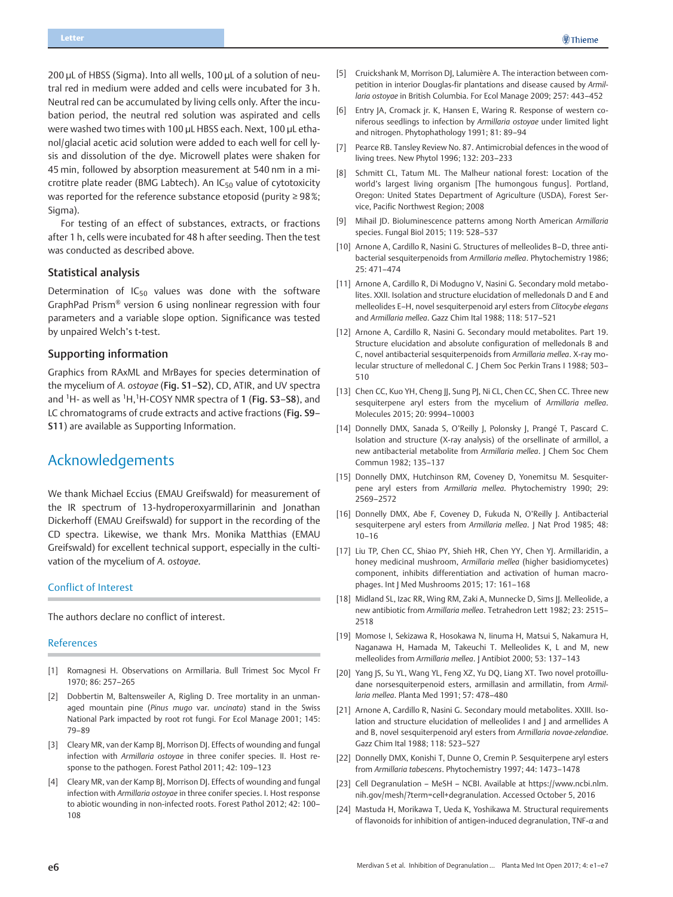200 µL of HBSS (Sigma). Into all wells, 100 µL of a solution of neutral red in medium were added and cells were incubated for 3 h. Neutral red can be accumulated by living cells only. After the incubation period, the neutral red solution was aspirated and cells were washed two times with 100 µL HBSS each. Next, 100 µL ethanol/glacial acetic acid solution were added to each well for cell lysis and dissolution of the dye. Microwell plates were shaken for 45 min, followed by absorption measurement at 540 nm in a microtitre plate reader (BMG Labtech). An $IC_{50}$ value of cytotoxicity was reported for the reference substance etoposid (purity ≥ 98 %; Sigma).

For testing of an effect of substances, extracts, or fractions after 1 h, cells were incubated for 48 h after seeding. Then the test was conducted as described above.

### Statistical analysis

Determination of $IC_{50}$ values was done with the software GraphPad Prism® version 6 using nonlinear regression with four parameters and a variable slope option. Significance was tested by unpaired Welch's t-test.

### Supporting information

Graphics from RAxML and MrBayes for species determination of the mycelium of *A. ostoyae* (**Fig. S1–S2**), CD, ATIR, and UV spectra and $^{1}$H- as well as $^{1}$H,$^{1}$H-COSY NMR spectra of **1** (**Fig. S3–S8**), and LC chromatograms of crude extracts and active fractions (**Fig. S9–S11**) are available as Supporting Information.

## Acknowledgements

We thank Michael Eccius (EMAU Greifswald) for measurement of the IR spectrum of 13-hydroperoxyarmillarinin and Jonathan Dickerhoff (EMAU Greifswald) for support in the recording of the CD spectra. Likewise, we thank Mrs. Monika Matthias (EMAU Greifswald) for excellent technical support, especially in the cultivation of the mycelium of *A. ostoyae*.

### Conflict of Interest

The authors declare no conflict of interest.

### References

[1] Romagnesi H. Observations on Armillaria. Bull Trimest Soc Mycol Fr 1970; 86: 257–265

[2] Dobbertin M, Baltensweiler A, Rigling D. Tree mortality in an unmanaged mountain pine (*Pinus mugo* var. *uncinata*) stand in the Swiss National Park impacted by root rot fungi. For Ecol Manage 2001; 145: 79–89

[3] Cleary MR, van der Kamp BJ, Morrison DJ. Effects of wounding and fungal infection with *Armillaria ostoyae* in three conifer species. II. Host response to the pathogen. Forest Pathol 2011; 42: 109–123

[4] Cleary MR, van der Kamp BJ, Morrison DJ. Effects of wounding and fungal infection with *Armillaria ostoyae* in three conifer species. I. Host response to abiotic wounding in non-infected roots. Forest Pathol 2012; 42: 100–108

[5] Cruickshank M, Morrison DJ, Lalumière A. The interaction between competition in interior Douglas-fir plantations and disease caused by *Armillaria ostoyae* in British Columbia. For Ecol Manage 2009; 257: 443–452

[6] Entry JA, Cromack jr. K, Hansen E, Waring R. Response of western coniferous seedlings to infection by *Armillaria ostoyae* under limited light and nitrogen. Phytophathology 1991; 81: 89–94

[7] Pearce RB. Tansley Review No. 87. Antimicrobial defences in the wood of living trees. New Phytol 1996; 132: 203–233

[8] Schmitt CL, Tatum ML. The Malheur national forest: Location of the world's largest living organism [The humongous fungus]. Portland, Oregon: United States Department of Agriculture (USDA), Forest Service, Pacific Northwest Region; 2008

[9] Mihail JD. Bioluminescence patterns among North American *Armillaria* species. Fungal Biol 2015; 119: 528–537

[10] Arnone A, Cardillo R, Nasini G. Structures of melleolides B–D, three antibacterial sesquiterpenoids from *Armillaria mellea*. Phytochemistry 1986; 25: 471–474

[11] Arnone A, Cardillo R, Di Modugno V, Nasini G. Secondary mold metabolites. XXII. Isolation and structure elucidation of melledonals D and E and melleolides E–H, novel sesquiterpenoid aryl esters from *Clitocybe elegans* and *Armillaria mellea*. Gazz Chim Ital 1988; 118: 517–521

[12] Arnone A, Cardillo R, Nasini G. Secondary mould metabolites. Part 19. Structure elucidation and absolute configuration of melledonals B and C, novel antibacterial sesquiterpenoids from *Armillaria mellea*. X-ray molecular structure of melledonal C. J Chem Soc Perkin Trans I 1988; 503–510

[13] Chen CC, Kuo YH, Cheng JJ, Sung PJ, Ni CL, Chen CC, Shen CC. Three new sesquiterpene aryl esters from the mycelium of *Armillaria mellea*. Molecules 2015; 20: 9994–10003

[14] Donnelly DMX, Sanada S, O'Reilly J, Polonsky J, Prangé T, Pascard C. Isolation and structure (X-ray analysis) of the orsellinate of armillol, a new antibacterial metabolite from *Armillaria mellea*. J Chem Soc Chem Commun 1982; 135–137

[15] Donnelly DMX, Hutchinson RM, Coveney D, Yonemitsu M. Sesquiterpene aryl esters from *Armillaria mellea*. Phytochemistry 1990; 29: 2569–2572

[16] Donnelly DMX, Abe F, Coveney D, Fukuda N, O'Reilly J. Antibacterial sesquiterpene aryl esters from *Armillaria mellea*. J Nat Prod 1985; 48: 10–16

[17] Liu TP, Chen CC, Shiao PY, Shieh HR, Chen YY, Chen YJ. Armillaridin, a honey medicinal mushroom, *Armillaria mellea* (higher basidiomycetes) component, inhibits differentiation and activation of human macrophages. Int J Med Mushrooms 2015; 17: 161–168

[18] Midland SL, Izac RR, Wing RM, Zaki A, Munnecke D, Sims JJ. Melleolide, a new antibiotic from *Armillaria mellea*. Tetrahedron Lett 1982; 23: 2515–2518

[19] Momose I, Sekizawa R, Hosokawa N, Iinuma H, Matsui S, Nakamura H, Naganawa H, Hamada M, Takeuchi T. Melleolides K, L and M, new melleolides from *Armillaria mellea*. J Antibiot 2000; 53: 137–143

[20] Yang JS, Su YL, Wang YL, Feng XZ, Yu DQ, Liang XT. Two novel protoilludane norsesquiterpenoid esters, armillasin and armillatin, from *Armillaria mellea*. Planta Med 1991; 57: 478–480

[21] Arnone A, Cardillo R, Nasini G. Secondary mould metabolites. XXIII. Isolation and structure elucidation of melleolides I and J and armellides A and B, novel sesquiterpenoid aryl esters from *Armillaria novae-zelandiae*. Gazz Chim Ital 1988; 118: 523–527

[22] Donnelly DMX, Konishi T, Dunne O, Cremin P. Sesquiterpene aryl esters from *Armillaria tabescens*. Phytochemistry 1997; 44: 1473–1478

[23] Cell Degranulation – MeSH – NCBI. Available at https://www.ncbi.nlm.nih.gov/mesh/?term=cell+degranulation. Accessed October 5, 2016

[24] Mastuda H, Morikawa T, Ueda K, Yoshikawa M. Structural requirements of flavonoids for inhibition of antigen-induced degranulation, TNF-$\alpha$ and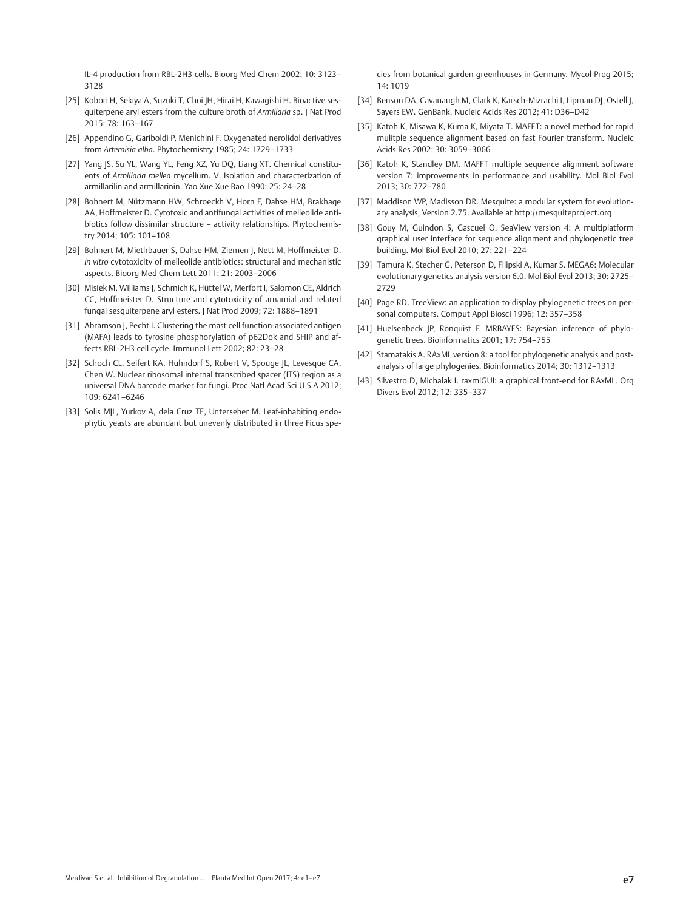IL-4 production from RBL-2H3 cells. Bioorg Med Chem 2002; 10: 3123–3128

[25] Kobori H, Sekiya A, Suzuki T, Choi JH, Hirai H, Kawagishi H. Bioactive sesquiterpene aryl esters from the culture broth of *Armillaria* sp. J Nat Prod 2015; 78: 163–167

[26] Appendino G, Gariboldi P, Menichini F. Oxygenated nerolidol derivatives from *Artemisia alba*. Phytochemistry 1985; 24: 1729–1733

[27] Yang JS, Su YL, Wang YL, Feng XZ, Yu DQ, Liang XT. Chemical constituents of *Armillaria mellea* mycelium. V. Isolation and characterization of armillarilin and armillarinin. Yao Xue Xue Bao 1990; 25: 24–28

[28] Bohnert M, Nützmann HW, Schroeckh V, Horn F, Dahse HM, Brakhage AA, Hoffmeister D. Cytotoxic and antifungal activities of melleolide antibiotics follow dissimilar structure – activity relationships. Phytochemistry 2014; 105: 101–108

[29] Bohnert M, Miethbauer S, Dahse HM, Ziemen J, Nett M, Hoffmeister D. *In vitro* cytotoxicity of melleolide antibiotics: structural and mechanistic aspects. Bioorg Med Chem Lett 2011; 21: 2003–2006

[30] Misiek M, Williams J, Schmich K, Hüttel W, Merfort I, Salomon CE, Aldrich CC, Hoffmeister D. Structure and cytotoxicity of arnamial and related fungal sesquiterpene aryl esters. J Nat Prod 2009; 72: 1888–1891

[31] Abramson J, Pecht I. Clustering the mast cell function-associated antigen (MAFA) leads to tyrosine phosphorylation of p62Dok and SHIP and affects RBL-2H3 cell cycle. Immunol Lett 2002; 82: 23–28

[32] Schoch CL, Seifert KA, Huhndorf S, Robert V, Spouge JL, Levesque CA, Chen W. Nuclear ribosomal internal transcribed spacer (ITS) region as a universal DNA barcode marker for fungi. Proc Natl Acad Sci U S A 2012; 109: 6241–6246

[33] Solis MJL, Yurkov A, dela Cruz TE, Unterseher M. Leaf-inhabiting endophytic yeasts are abundant but unevenly distributed in three Ficus species from botanical garden greenhouses in Germany. Mycol Prog 2015; 14: 1019

[34] Benson DA, Cavanaugh M, Clark K, Karsch-Mizrachi I, Lipman DJ, Ostell J, Sayers EW. GenBank. Nucleic Acids Res 2012; 41: D36–D42

[35] Katoh K, Misawa K, Kuma K, Miyata T. MAFFT: a novel method for rapid mulitple sequence alignment based on fast Fourier transform. Nucleic Acids Res 2002; 30: 3059–3066

[36] Katoh K, Standley DM. MAFFT multiple sequence alignment software version 7: improvements in performance and usability. Mol Biol Evol 2013; 30: 772–780

[37] Maddison WP, Madisson DR. Mesquite: a modular system for evolutionary analysis, Version 2.75. Available at http://mesquiteproject.org

[38] Gouy M, Guindon S, Gascuel O. SeaView version 4: A multiplatform graphical user interface for sequence alignment and phylogenetic tree building. Mol Biol Evol 2010; 27: 221–224

[39] Tamura K, Stecher G, Peterson D, Filipski A, Kumar S. MEGA6: Molecular evolutionary genetics analysis version 6.0. Mol Biol Evol 2013; 30: 2725–2729

[40] Page RD. TreeView: an application to display phylogenetic trees on personal computers. Comput Appl Biosci 1996; 12: 357–358

[41] Huelsenbeck JP, Ronquist F. MRBAYES: Bayesian inference of phylogenetic trees. Bioinformatics 2001; 17: 754–755

[42] Stamatakis A. RAxML version 8: a tool for phylogenetic analysis and post-analysis of large phylogenies. Bioinformatics 2014; 30: 1312–1313

[43] Silvestro D, Michalak I. raxmlGUI: a graphical front-end for RAxML. Org Divers Evol 2012; 12: 335–337